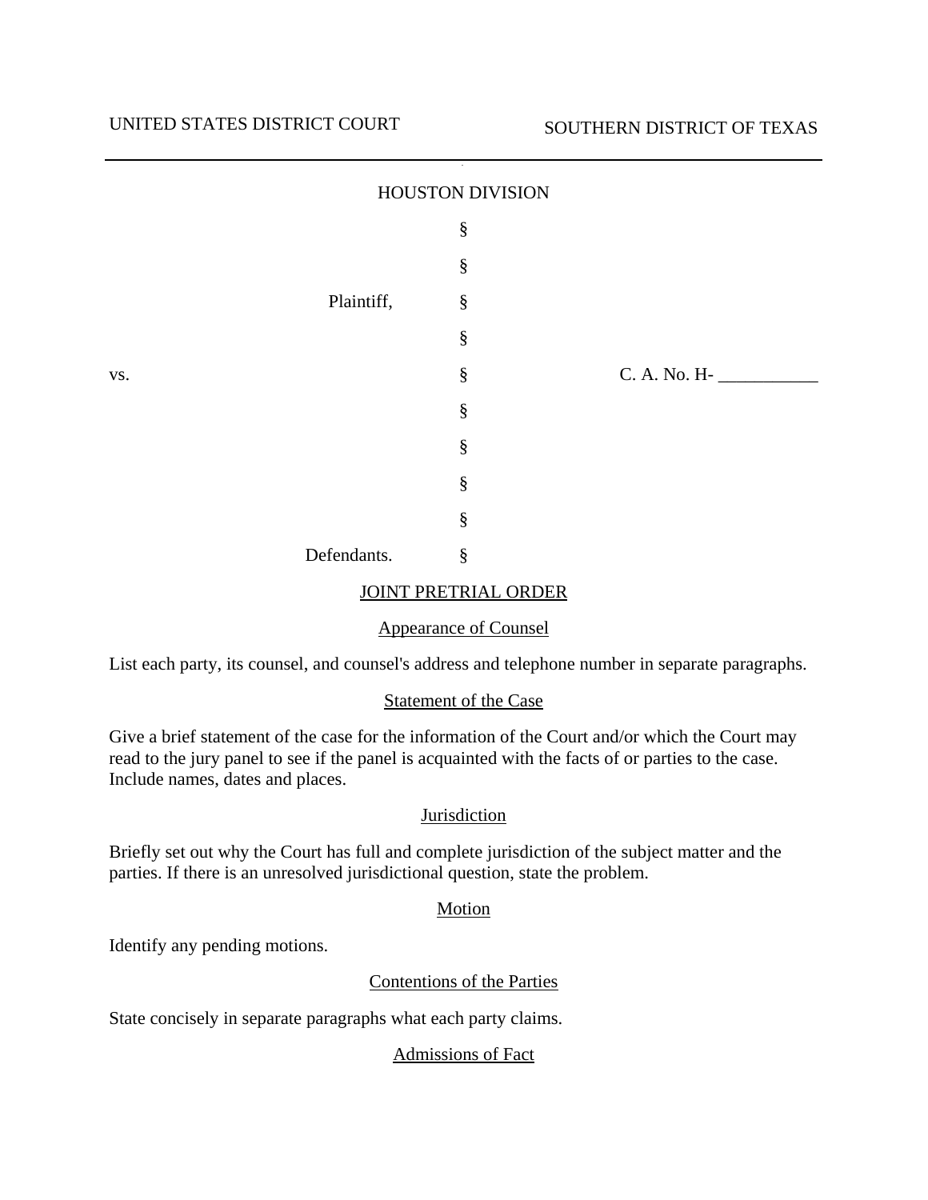UNITED STATES DISTRICT COURT SOUTHERN DISTRICT OF TEXAS

HOUSTON DIVISION

| | | |
|---|---|---|
| | § | |
| | § | |
| Plaintiff, | § | |
| | § | |
| vs. | § | C. A. No. H- ___________ |
| | § | |
| | § | |
| | § | |
| | § | |
| Defendants. | § | |

## JOINT PRETRIAL ORDER

### Appearance of Counsel

List each party, its counsel, and counsel's address and telephone number in separate paragraphs.

### Statement of the Case

Give a brief statement of the case for the information of the Court and/or which the Court may read to the jury panel to see if the panel is acquainted with the facts of or parties to the case. Include names, dates and places.

### Jurisdiction

Briefly set out why the Court has full and complete jurisdiction of the subject matter and the parties. If there is an unresolved jurisdictional question, state the problem.

### Motion

Identify any pending motions.

### Contentions of the Parties

State concisely in separate paragraphs what each party claims.

### Admissions of Fact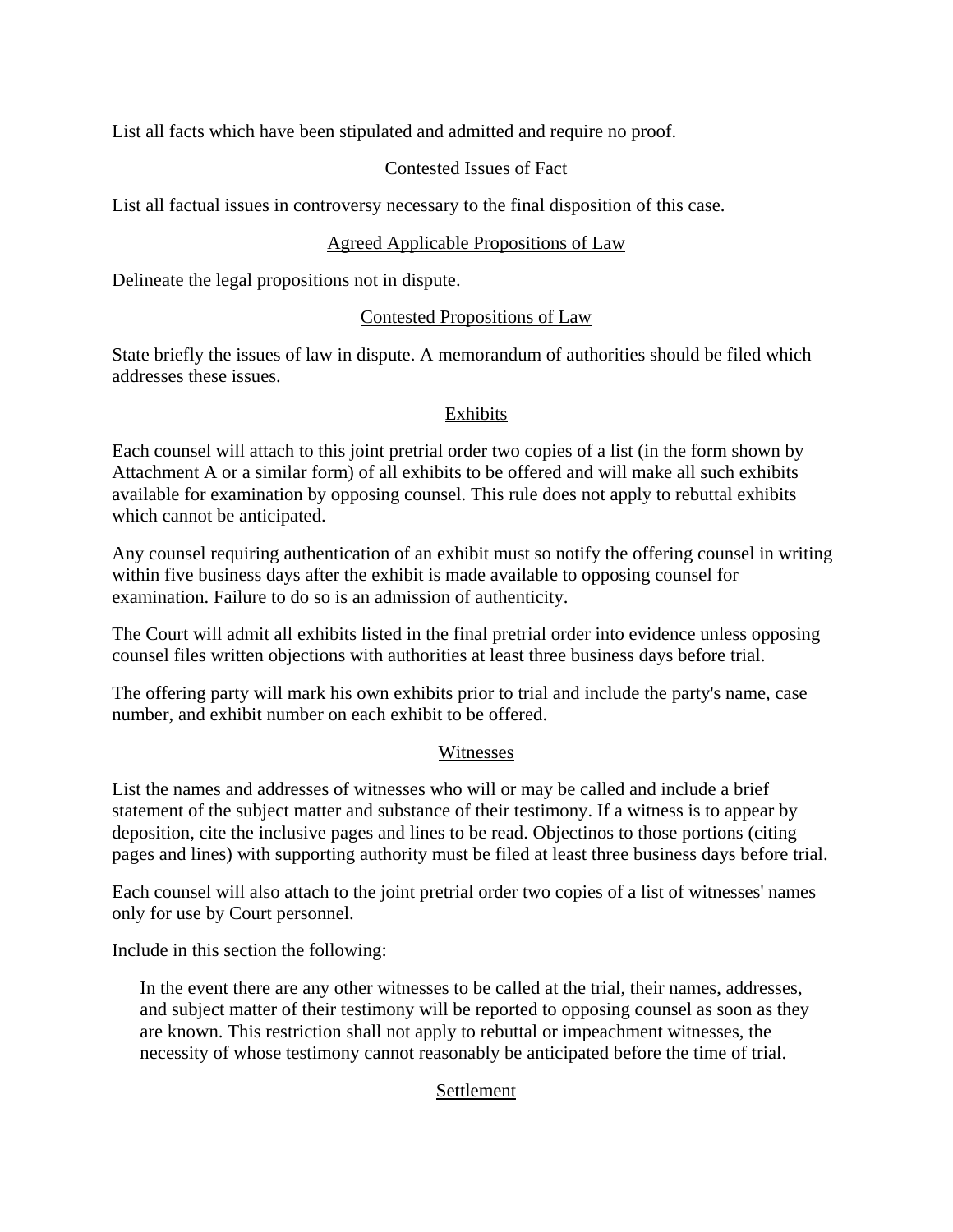List all facts which have been stipulated and admitted and require no proof.

## Contested Issues of Fact

List all factual issues in controversy necessary to the final disposition of this case.

## Agreed Applicable Propositions of Law

Delineate the legal propositions not in dispute.

## Contested Propositions of Law

State briefly the issues of law in dispute. A memorandum of authorities should be filed which addresses these issues.

## Exhibits

Each counsel will attach to this joint pretrial order two copies of a list (in the form shown by Attachment A or a similar form) of all exhibits to be offered and will make all such exhibits available for examination by opposing counsel. This rule does not apply to rebuttal exhibits which cannot be anticipated.

Any counsel requiring authentication of an exhibit must so notify the offering counsel in writing within five business days after the exhibit is made available to opposing counsel for examination. Failure to do so is an admission of authenticity.

The Court will admit all exhibits listed in the final pretrial order into evidence unless opposing counsel files written objections with authorities at least three business days before trial.

The offering party will mark his own exhibits prior to trial and include the party's name, case number, and exhibit number on each exhibit to be offered.

## Witnesses

List the names and addresses of witnesses who will or may be called and include a brief statement of the subject matter and substance of their testimony. If a witness is to appear by deposition, cite the inclusive pages and lines to be read. Objectinos to those portions (citing pages and lines) with supporting authority must be filed at least three business days before trial.

Each counsel will also attach to the joint pretrial order two copies of a list of witnesses' names only for use by Court personnel.

Include in this section the following:

> In the event there are any other witnesses to be called at the trial, their names, addresses, and subject matter of their testimony will be reported to opposing counsel as soon as they are known. This restriction shall not apply to rebuttal or impeachment witnesses, the necessity of whose testimony cannot reasonably be anticipated before the time of trial.

## Settlement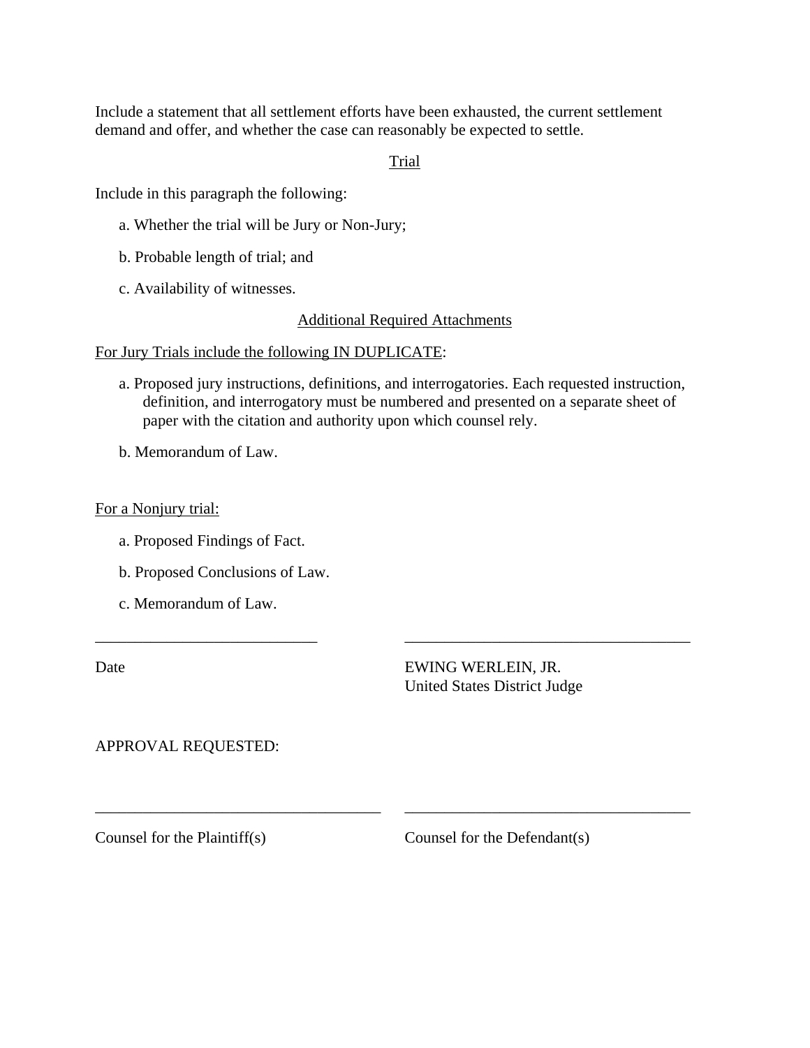Include a statement that all settlement efforts have been exhausted, the current settlement demand and offer, and whether the case can reasonably be expected to settle.

<u>Trial</u>

Include in this paragraph the following:

a. Whether the trial will be Jury or Non-Jury;

b. Probable length of trial; and

c. Availability of witnesses.

<u>Additional Required Attachments</u>

<u>For Jury Trials include the following IN DUPLICATE</u>:

a. Proposed jury instructions, definitions, and interrogatories. Each requested instruction, definition, and interrogatory must be numbered and presented on a separate sheet of paper with the citation and authority upon which counsel rely.

b. Memorandum of Law.

<u>For a Nonjury trial:</u>

a. Proposed Findings of Fact.

b. Proposed Conclusions of Law.

c. Memorandum of Law.

\_\_\_\_\_\_\_\_\_\_\_\_\_\_\_\_\_\_\_\_\_\_\_\_\_\_\_\_\_ \_\_\_\_\_\_\_\_\_\_\_\_\_\_\_\_\_\_\_\_\_\_\_\_\_\_\_\_\_\_\_\_\_\_\_\_\_\_

Date

EWING WERLEIN, JR.
United States District Judge

APPROVAL REQUESTED:

\_\_\_\_\_\_\_\_\_\_\_\_\_\_\_\_\_\_\_\_\_\_\_\_\_\_\_\_\_\_\_\_\_\_\_\_\_\_ \_\_\_\_\_\_\_\_\_\_\_\_\_\_\_\_\_\_\_\_\_\_\_\_\_\_\_\_\_\_\_\_\_\_\_\_\_\_

Counsel for the Plaintiff(s)

Counsel for the Defendant(s)